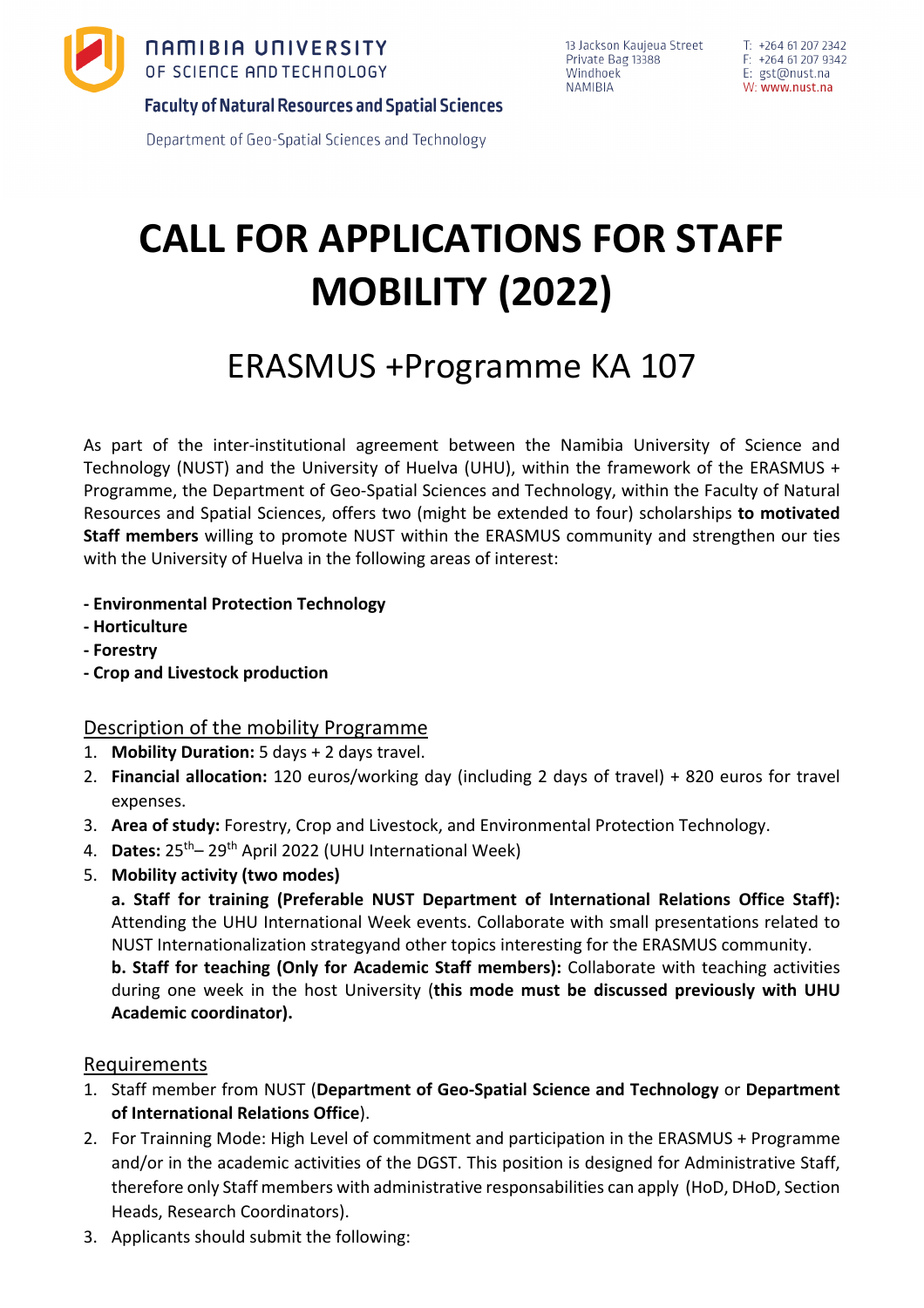NAMIBIA UNIVERSITY OF SCIENCE AND TECHNOLOGY

**Faculty of Natural Resources and Spatial Sciences**

Department of Geo-Spatial Sciences and Technology

13 Jackson Kaujeua Street
Private Bag 13388
Windhoek
NAMIBIA

T: +264 61 207 2342
F: +264 61 207 9342
E: gst@nust.na
W: www.nust.na

# CALL FOR APPLICATIONS FOR STAFF MOBILITY (2022)

## ERASMUS +Programme KA 107

As part of the inter-institutional agreement between the Namibia University of Science and Technology (NUST) and the University of Huelva (UHU), within the framework of the ERASMUS + Programme, the Department of Geo-Spatial Sciences and Technology, within the Faculty of Natural Resources and Spatial Sciences, offers two (might be extended to four) scholarships **to motivated Staff members** willing to promote NUST within the ERASMUS community and strengthen our ties with the University of Huelva in the following areas of interest:

**- Environmental Protection Technology**
**- Horticulture**
**- Forestry**
**- Crop and Livestock production**

### Description of the mobility Programme

1. **Mobility Duration:** 5 days + 2 days travel.
2. **Financial allocation:** 120 euros/working day (including 2 days of travel) + 820 euros for travel expenses.
3. **Area of study:** Forestry, Crop and Livestock, and Environmental Protection Technology.
4. **Dates:** 25th– 29th April 2022 (UHU International Week)
5. **Mobility activity (two modes)**

   **a. Staff for training (Preferable NUST Department of International Relations Office Staff):** Attending the UHU International Week events. Collaborate with small presentations related to NUST Internationalization strategyand other topics interesting for the ERASMUS community.

   **b. Staff for teaching (Only for Academic Staff members):** Collaborate with teaching activities during one week in the host University (**this mode must be discussed previously with UHU Academic coordinator).**

### Requirements

1. Staff member from NUST (**Department of Geo-Spatial Science and Technology** or **Department of International Relations Office**).
2. For Trainning Mode: High Level of commitment and participation in the ERASMUS + Programme and/or in the academic activities of the DGST. This position is designed for Administrative Staff, therefore only Staff members with administrative responsabilities can apply (HoD, DHoD, Section Heads, Research Coordinators).
3. Applicants should submit the following: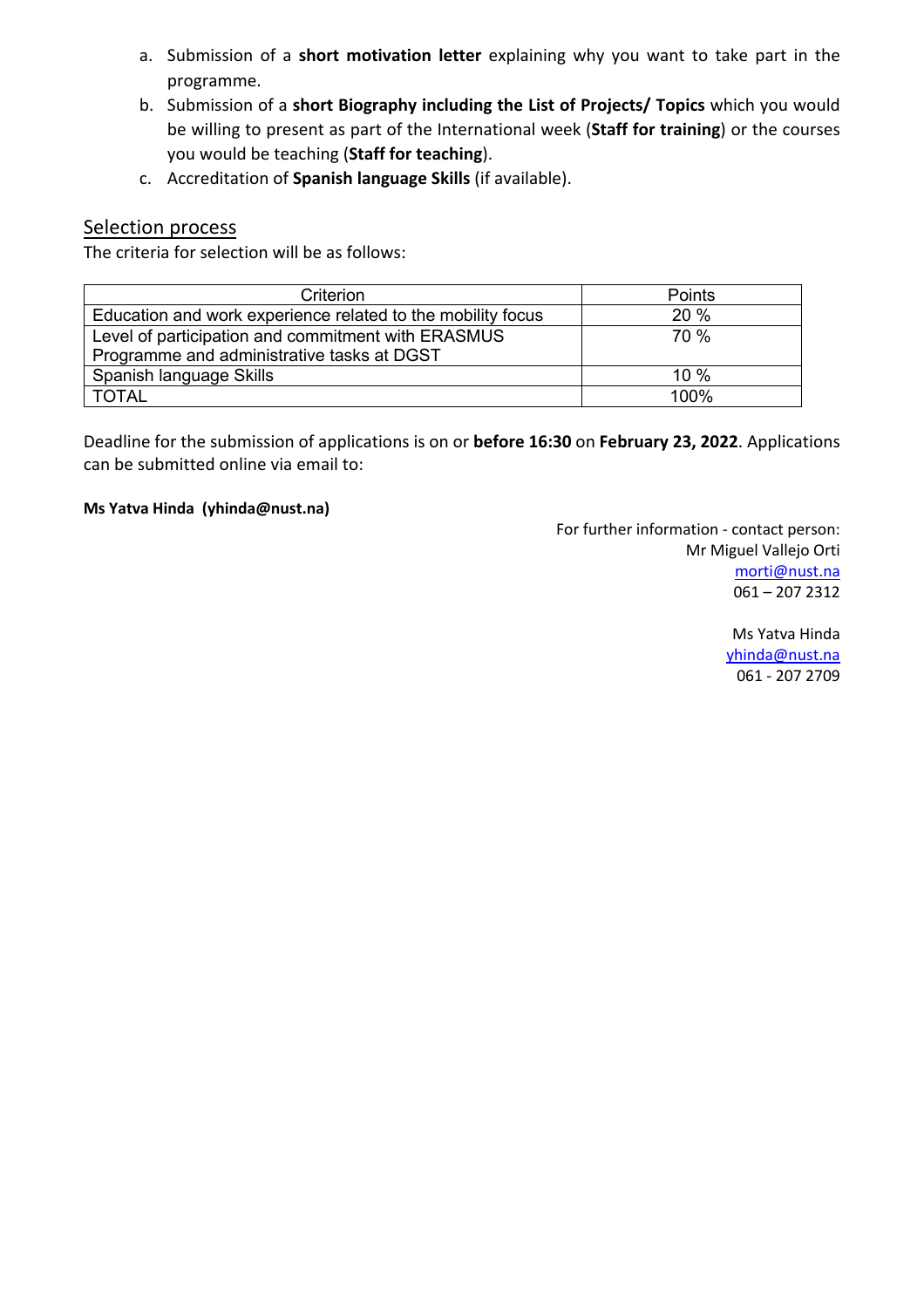a. Submission of a **short motivation letter** explaining why you want to take part in the programme.

b. Submission of a **short Biography including the List of Projects/ Topics** which you would be willing to present as part of the International week (**Staff for training**) or the courses you would be teaching (**Staff for teaching**).

c. Accreditation of **Spanish language Skills** (if available).

## Selection process

The criteria for selection will be as follows:

| Criterion | Points |
|---|---|
| Education and work experience related to the mobility focus | 20 % |
| Level of participation and commitment with ERASMUS Programme and administrative tasks at DGST | 70 % |
| Spanish language Skills | 10 % |
| TOTAL | 100% |

Deadline for the submission of applications is on or **before 16:30** on **February 23, 2022**. Applications can be submitted online via email to:

**Ms Yatva Hinda (yhinda@nust.na)**

For further information - contact person:
Mr Miguel Vallejo Orti
morti@nust.na
061 – 207 2312

Ms Yatva Hinda
yhinda@nust.na
061 - 207 2709